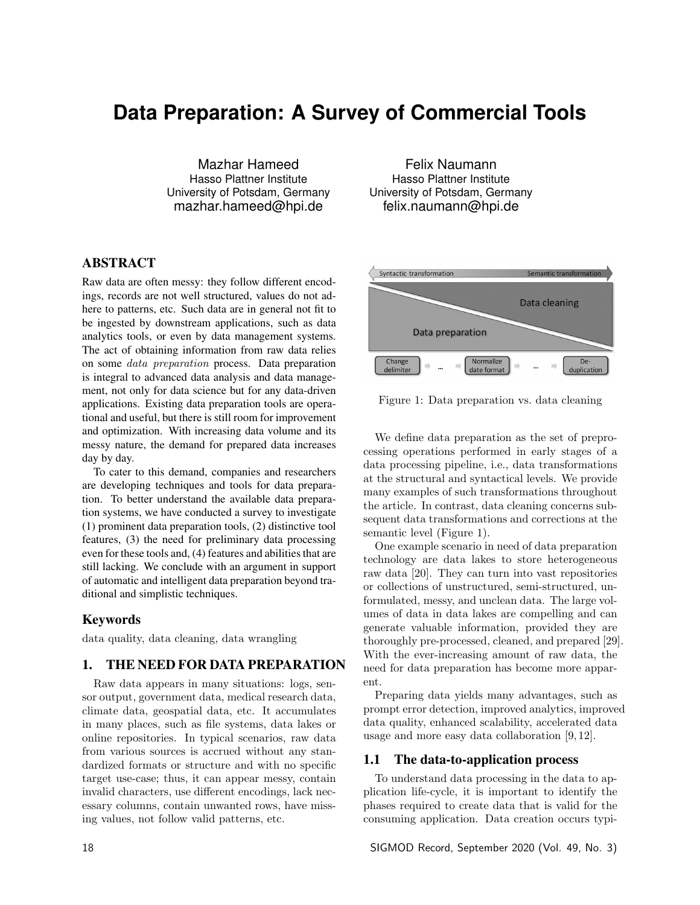# Data Preparation: A Survey of Commercial Tools

Mazhar Hameed
Hasso Plattner Institute
University of Potsdam, Germany
mazhar.hameed@hpi.de

Felix Naumann
Hasso Plattner Institute
University of Potsdam, Germany
felix.naumann@hpi.de

## ABSTRACT

Raw data are often messy: they follow different encodings, records are not well structured, values do not adhere to patterns, etc. Such data are in general not fit to be ingested by downstream applications, such as data analytics tools, or even by data management systems. The act of obtaining information from raw data relies on some *data preparation* process. Data preparation is integral to advanced data analysis and data management, not only for data science but for any data-driven applications. Existing data preparation tools are operational and useful, but there is still room for improvement and optimization. With increasing data volume and its messy nature, the demand for prepared data increases day by day.

To cater to this demand, companies and researchers are developing techniques and tools for data preparation. To better understand the available data preparation systems, we have conducted a survey to investigate (1) prominent data preparation tools, (2) distinctive tool features, (3) the need for preliminary data processing even for these tools and, (4) features and abilities that are still lacking. We conclude with an argument in support of automatic and intelligent data preparation beyond traditional and simplistic techniques.

### Keywords

data quality, data cleaning, data wrangling

## 1. THE NEED FOR DATA PREPARATION

Raw data appears in many situations: logs, sensor output, government data, medical research data, climate data, geospatial data, etc. It accumulates in many places, such as file systems, data lakes or online repositories. In typical scenarios, raw data from various sources is accrued without any standardized formats or structure and with no specific target use-case; thus, it can appear messy, contain invalid characters, use different encodings, lack necessary columns, contain unwanted rows, have missing values, not follow valid patterns, etc.

Figure 1: Data preparation vs. data cleaning

We define data preparation as the set of preprocessing operations performed in early stages of a data processing pipeline, i.e., data transformations at the structural and syntactical levels. We provide many examples of such transformations throughout the article. In contrast, data cleaning concerns subsequent data transformations and corrections at the semantic level (Figure 1).

One example scenario in need of data preparation technology are data lakes to store heterogeneous raw data [20]. They can turn into vast repositories or collections of unstructured, semi-structured, unformulated, messy, and unclean data. The large volumes of data in data lakes are compelling and can generate valuable information, provided they are thoroughly pre-processed, cleaned, and prepared [29]. With the ever-increasing amount of raw data, the need for data preparation has become more apparent.

Preparing data yields many advantages, such as prompt error detection, improved analytics, improved data quality, enhanced scalability, accelerated data usage and more easy data collaboration [9, 12].

### 1.1 The data-to-application process

To understand data processing in the data to application life-cycle, it is important to identify the phases required to create data that is valid for the consuming application. Data creation occurs typi-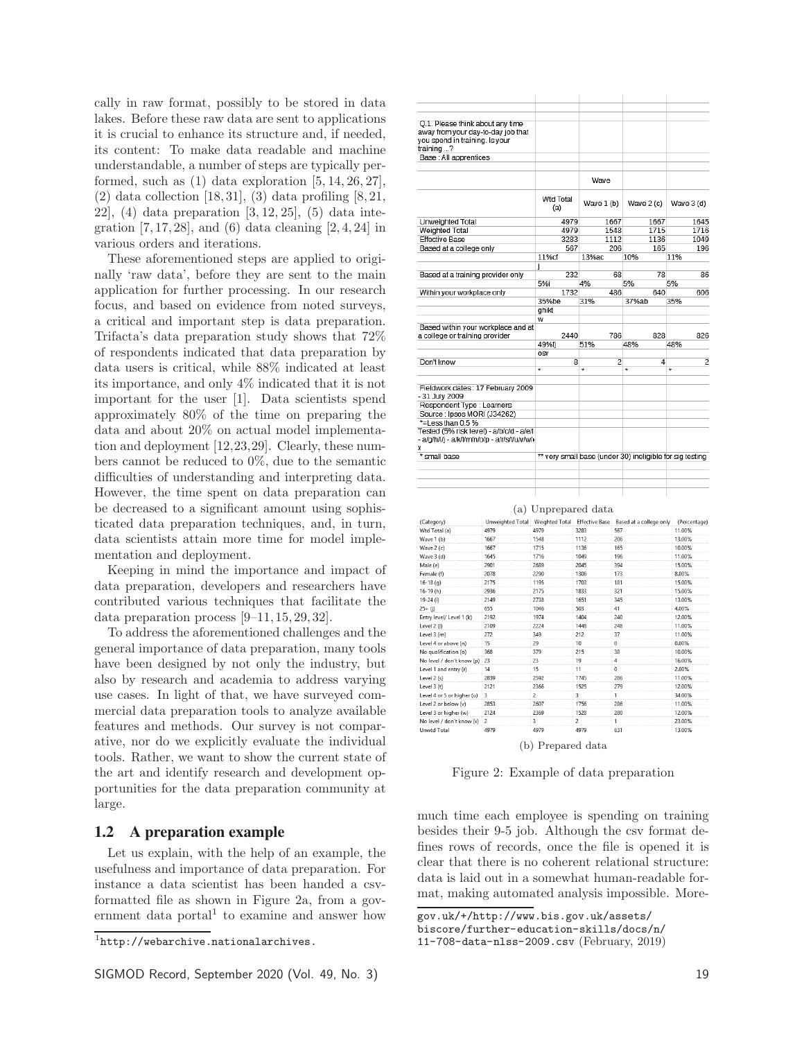cally in raw format, possibly to be stored in data lakes. Before these raw data are sent to applications it is crucial to enhance its structure and, if needed, its content: To make data readable and machine understandable, a number of steps are typically performed, such as (1) data exploration [5, 14, 26, 27], (2) data collection [18, 31], (3) data profiling [8, 21, 22], (4) data preparation [3, 12, 25], (5) data integration [7, 17, 28], and (6) data cleaning [2, 4, 24] in various orders and iterations.

These aforementioned steps are applied to originally 'raw data', before they are sent to the main application for further processing. In our research focus, and based on evidence from noted surveys, a critical and important step is data preparation. Trifacta's data preparation study shows that 72% of respondents indicated that data preparation by data users is critical, while 88% indicated at least its importance, and only 4% indicated that it is not important for the user [1]. Data scientists spend approximately 80% of the time on preparing the data and about 20% on actual model implementation and deployment [12,23,29]. Clearly, these numbers cannot be reduced to 0%, due to the semantic difficulties of understanding and interpreting data. However, the time spent on data preparation can be decreased to a significant amount using sophisticated data preparation techniques, and, in turn, data scientists attain more time for model implementation and deployment.

Keeping in mind the importance and impact of data preparation, developers and researchers have contributed various techniques that facilitate the data preparation process [9–11, 15, 29, 32].

To address the aforementioned challenges and the general importance of data preparation, many tools have been designed by not only the industry, but also by research and academia to address varying use cases. In light of that, we have surveyed commercial data preparation tools to analyze available features and methods. Our survey is not comparative, nor do we explicitly evaluate the individual tools. Rather, we want to show the current state of the art and identify research and development opportunities for the data preparation community at large.

## 1.2 A preparation example

Let us explain, with the help of an example, the usefulness and importance of data preparation. For instance a data scientist has been handed a csv-formatted file as shown in Figure 2a, from a government data portal[1] to examine and answer how much time each employee is spending on training besides their 9-5 job. Although the csv format defines rows of records, once the file is opened it is clear that there is no coherent relational structure: data is laid out in a somewhat human-readable format, making automated analysis impossible. More-

| | | | | |
|---|---|---|---|---|
| Q.1. Please think about any time away from your day-to-day job that you spend in training. Is your training ...? | | | | |
| Base : All apprentices | | | | |
| | | Wave | | |
| | Wtd Total (a) | Wave 1 (b) | Wave 2 (c) | Wave 3 (d) |
| Unweighted Total | 4979 | 1667 | 1667 | 1645 |
| Weighted Total | 4979 | 1548 | 1715 | 1716 |
| Effective Base | 3283 | 1112 | 1136 | 1049 |
| Based at a college only | 567 | 206 | 165 | 196 |
| | 11%cf | 13%ac | 10% | 11% |
| | j | | | |
| Based at a training provider only | 232 | 68 | 78 | 86 |
| | 5%i | 4% | 5% | 5% |
| Within your workplace only | 1732 | 486 | 640 | 606 |
| | 35%be | 31% | 37%ab | 35% |
| | ghikt | | | |
| | w | | | |
| Based within your workplace and at a college or training provider | 2440 | 786 | 828 | 826 |
| | 49%fj | 51% | 48% | 48% |
| | osv | | | |
| Don't know | 8 | 2 | 4 | 2 |
| | * | * | * | * |
| Fieldwork dates : 17 February 2009 - 31 July 2009 | | | | |
| Respondent Type : Learners | | | | |
| Source : Ipsos MORI (J34262) | | | | |
| *=Less than 0.5 % | | | | |
| Tested (5% risk level) - a/b/c/d - a/e/f - a/g/h/i/j - a/k/l/m/n/o/p - a/r/s/t/u/v/w/x | | | | |
| * small base | ** very small base (under 30) ineligible for sig testing | | | |

(a) Unprepared data

| (Category) | Unweighted Total | Weighted Total | Effective Base | Based at a college only | (Percentage) |
|---|---|---|---|---|---|
| Wtd Total (a) | 4979 | 4979 | 3283 | 567 | 11.00% |
| Wave 1 (b) | 1667 | 1548 | 1112 | 206 | 13.00% |
| Wave 2 (c) | 1667 | 1715 | 1136 | 165 | 10.00% |
| Wave 3 (d) | 1645 | 1716 | 1049 | 196 | 11.00% |
| Male (e) | 2901 | 2689 | 2045 | 394 | 15.00% |
| Female (f) | 2078 | 2290 | 1306 | 173 | 8.00% |
| 16-18 (g) | 2175 | 1195 | 1703 | 181 | 15.00% |
| 16-19 (h) | 2936 | 2175 | 1833 | 321 | 15.00% |
| 19-24 (i) | 2149 | 2738 | 1651 | 345 | 13.00% |
| 25+ (j) | 655 | 1046 | 503 | 41 | 4.00% |
| Entry level/ Level 1 (k) | 2192 | 1974 | 1404 | 240 | 12.00% |
| Level 2 (l) | 2109 | 2224 | 1448 | 248 | 11.00% |
| Level 3 (m) | 272 | 349 | 212 | 37 | 11.00% |
| Level 4 or above (n) | 15 | 29 | 10 | 0 | 0.00% |
| No qualification (o) | 368 | 379 | 215 | 38 | 10.00% |
| No level / don't know (p) | 23 | 23 | 19 | 4 | 16.00% |
| Level 1 and entry (r) | 14 | 15 | 11 | 0 | 2.00% |
| Level 2 (s) | 2839 | 2592 | 1745 | 286 | 11.00% |
| Level 3 (t) | 2121 | 2366 | 1525 | 279 | 12.00% |
| Level 4 or 5 or higher (u) | 3 | 2 | 3 | 1 | 34.00% |
| Level 2 or below (v) | 2853 | 2607 | 1756 | 286 | 11.00% |
| Level 3 or higher (w) | 2124 | 2369 | 1528 | 280 | 12.00% |
| No level / don't know (x) | 2 | 3 | 2 | 1 | 23.00% |
| Unwtd Total | 4979 | 4979 | 4979 | 631 | 13.00% |

(b) Prepared data

Figure 2: Example of data preparation

---

[1] http://webarchive.nationalarchives.gov.uk/+/http://www.bis.gov.uk/assets/biscore/further-education-skills/docs/n/11-708-data-nlss-2009.csv (February, 2019)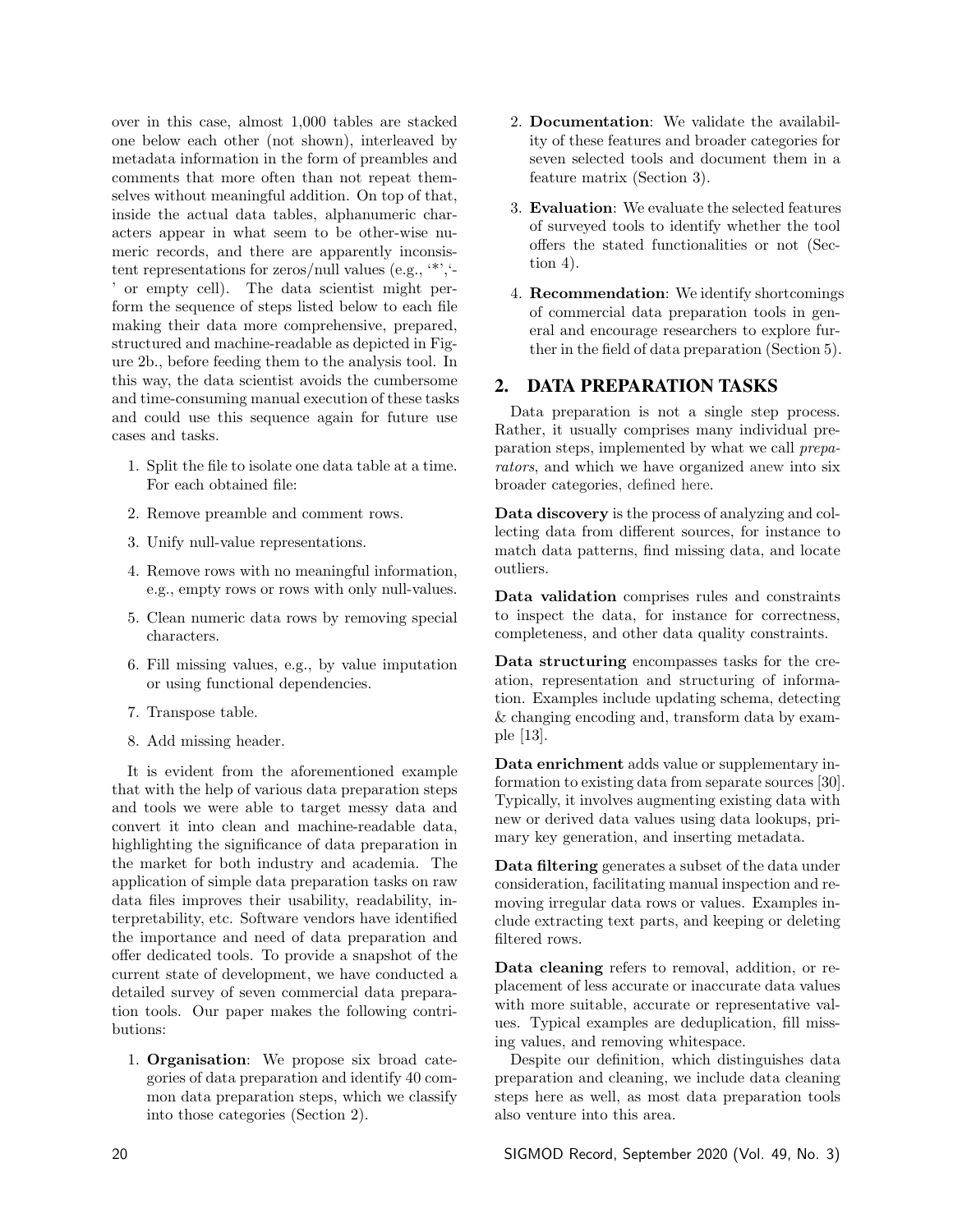over in this case, almost 1,000 tables are stacked one below each other (not shown), interleaved by metadata information in the form of preambles and comments that more often than not repeat themselves without meaningful addition. On top of that, inside the actual data tables, alphanumeric characters appear in what seem to be other-wise numeric records, and there are apparently inconsistent representations for zeros/null values (e.g., '*','-' or empty cell). The data scientist might perform the sequence of steps listed below to each file making their data more comprehensive, prepared, structured and machine-readable as depicted in Figure 2b., before feeding them to the analysis tool. In this way, the data scientist avoids the cumbersome and time-consuming manual execution of these tasks and could use this sequence again for future use cases and tasks.

1. Split the file to isolate one data table at a time. For each obtained file:
2. Remove preamble and comment rows.
3. Unify null-value representations.
4. Remove rows with no meaningful information, e.g., empty rows or rows with only null-values.
5. Clean numeric data rows by removing special characters.
6. Fill missing values, e.g., by value imputation or using functional dependencies.
7. Transpose table.
8. Add missing header.

It is evident from the aforementioned example that with the help of various data preparation steps and tools we were able to target messy data and convert it into clean and machine-readable data, highlighting the significance of data preparation in the market for both industry and academia. The application of simple data preparation tasks on raw data files improves their usability, readability, interpretability, etc. Software vendors have identified the importance and need of data preparation and offer dedicated tools. To provide a snapshot of the current state of development, we have conducted a detailed survey of seven commercial data preparation tools. Our paper makes the following contributions:

1. **Organisation**: We propose six broad categories of data preparation and identify 40 common data preparation steps, which we classify into those categories (Section 2).
2. **Documentation**: We validate the availability of these features and broader categories for seven selected tools and document them in a feature matrix (Section 3).
3. **Evaluation**: We evaluate the selected features of surveyed tools to identify whether the tool offers the stated functionalities or not (Section 4).
4. **Recommendation**: We identify shortcomings of commercial data preparation tools in general and encourage researchers to explore further in the field of data preparation (Section 5).

## 2. DATA PREPARATION TASKS

Data preparation is not a single step process. Rather, it usually comprises many individual preparation steps, implemented by what we call *preparators*, and which we have organized anew into six broader categories, defined here.

**Data discovery** is the process of analyzing and collecting data from different sources, for instance to match data patterns, find missing data, and locate outliers.

**Data validation** comprises rules and constraints to inspect the data, for instance for correctness, completeness, and other data quality constraints.

**Data structuring** encompasses tasks for the creation, representation and structuring of information. Examples include updating schema, detecting & changing encoding and, transform data by example [13].

**Data enrichment** adds value or supplementary information to existing data from separate sources [30]. Typically, it involves augmenting existing data with new or derived data values using data lookups, primary key generation, and inserting metadata.

**Data filtering** generates a subset of the data under consideration, facilitating manual inspection and removing irregular data rows or values. Examples include extracting text parts, and keeping or deleting filtered rows.

**Data cleaning** refers to removal, addition, or replacement of less accurate or inaccurate data values with more suitable, accurate or representative values. Typical examples are deduplication, fill missing values, and removing whitespace.

Despite our definition, which distinguishes data preparation and cleaning, we include data cleaning steps here as well, as most data preparation tools also venture into this area.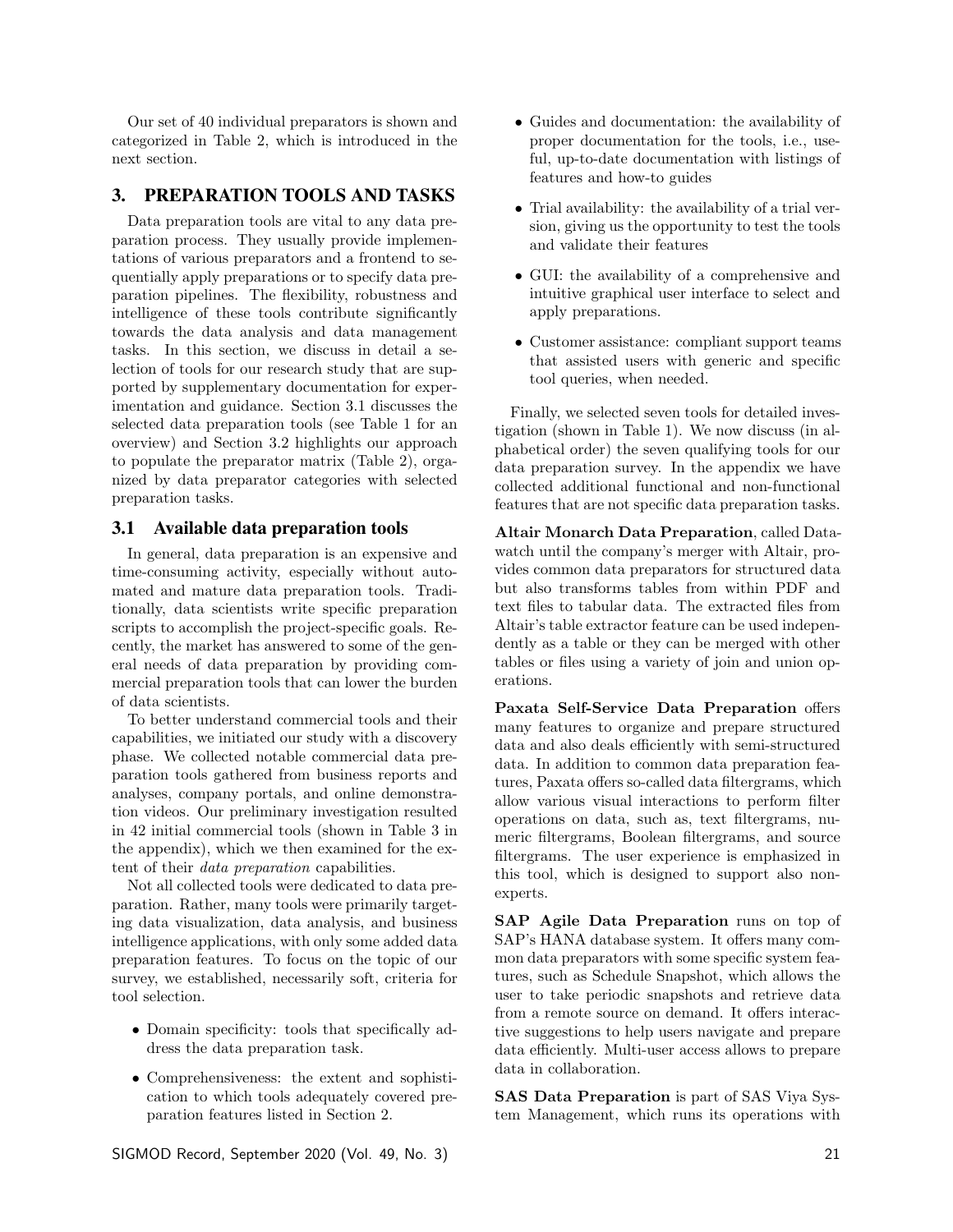Our set of 40 individual preparators is shown and categorized in Table 2, which is introduced in the next section.

## 3. PREPARATION TOOLS AND TASKS

Data preparation tools are vital to any data preparation process. They usually provide implementations of various preparators and a frontend to sequentially apply preparations or to specify data preparation pipelines. The flexibility, robustness and intelligence of these tools contribute significantly towards the data analysis and data management tasks. In this section, we discuss in detail a selection of tools for our research study that are supported by supplementary documentation for experimentation and guidance. Section 3.1 discusses the selected data preparation tools (see Table 1 for an overview) and Section 3.2 highlights our approach to populate the preparator matrix (Table 2), organized by data preparator categories with selected preparation tasks.

### 3.1 Available data preparation tools

In general, data preparation is an expensive and time-consuming activity, especially without automated and mature data preparation tools. Traditionally, data scientists write specific preparation scripts to accomplish the project-specific goals. Recently, the market has answered to some of the general needs of data preparation by providing commercial preparation tools that can lower the burden of data scientists.

To better understand commercial tools and their capabilities, we initiated our study with a discovery phase. We collected notable commercial data preparation tools gathered from business reports and analyses, company portals, and online demonstration videos. Our preliminary investigation resulted in 42 initial commercial tools (shown in Table 3 in the appendix), which we then examined for the extent of their *data preparation* capabilities.

Not all collected tools were dedicated to data preparation. Rather, many tools were primarily targeting data visualization, data analysis, and business intelligence applications, with only some added data preparation features. To focus on the topic of our survey, we established, necessarily soft, criteria for tool selection.

- Domain specificity: tools that specifically address the data preparation task.
- Comprehensiveness: the extent and sophistication to which tools adequately covered preparation features listed in Section 2.
- Guides and documentation: the availability of proper documentation for the tools, i.e., useful, up-to-date documentation with listings of features and how-to guides
- Trial availability: the availability of a trial version, giving us the opportunity to test the tools and validate their features
- GUI: the availability of a comprehensive and intuitive graphical user interface to select and apply preparations.
- Customer assistance: compliant support teams that assisted users with generic and specific tool queries, when needed.

Finally, we selected seven tools for detailed investigation (shown in Table 1). We now discuss (in alphabetical order) the seven qualifying tools for our data preparation survey. In the appendix we have collected additional functional and non-functional features that are not specific data preparation tasks.

**Altair Monarch Data Preparation**, called Datawatch until the company's merger with Altair, provides common data preparators for structured data but also transforms tables from within PDF and text files to tabular data. The extracted files from Altair's table extractor feature can be used independently as a table or they can be merged with other tables or files using a variety of join and union operations.

**Paxata Self-Service Data Preparation** offers many features to organize and prepare structured data and also deals efficiently with semi-structured data. In addition to common data preparation features, Paxata offers so-called data filtergrams, which allow various visual interactions to perform filter operations on data, such as, text filtergrams, numeric filtergrams, Boolean filtergrams, and source filtergrams. The user experience is emphasized in this tool, which is designed to support also non-experts.

**SAP Agile Data Preparation** runs on top of SAP's HANA database system. It offers many common data preparators with some specific system features, such as Schedule Snapshot, which allows the user to take periodic snapshots and retrieve data from a remote source on demand. It offers interactive suggestions to help users navigate and prepare data efficiently. Multi-user access allows to prepare data in collaboration.

**SAS Data Preparation** is part of SAS Viya System Management, which runs its operations with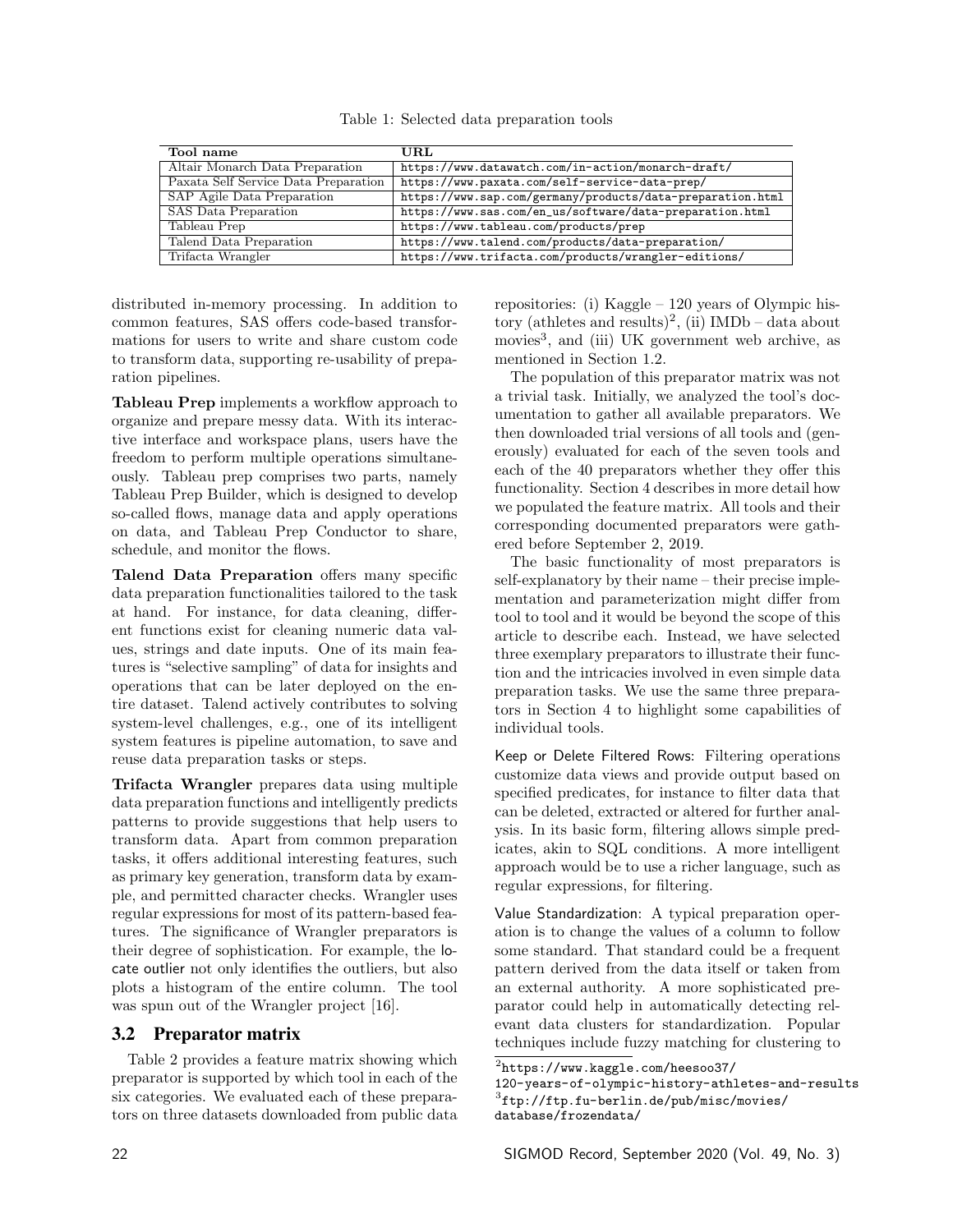Table 1: Selected data preparation tools

| Tool name | URL |
|---|---|
| Altair Monarch Data Preparation | `https://www.datawatch.com/in-action/monarch-draft/` |
| Paxata Self Service Data Preparation | `https://www.paxata.com/self-service-data-prep/` |
| SAP Agile Data Preparation | `https://www.sap.com/germany/products/data-preparation.html` |
| SAS Data Preparation | `https://www.sas.com/en_us/software/data-preparation.html` |
| Tableau Prep | `https://www.tableau.com/products/prep` |
| Talend Data Preparation | `https://www.talend.com/products/data-preparation/` |
| Trifacta Wrangler | `https://www.trifacta.com/products/wrangler-editions/` |

distributed in-memory processing. In addition to common features, SAS offers code-based transformations for users to write and share custom code to transform data, supporting re-usability of preparation pipelines.

**Tableau Prep** implements a workflow approach to organize and prepare messy data. With its interactive interface and workspace plans, users have the freedom to perform multiple operations simultaneously. Tableau prep comprises two parts, namely Tableau Prep Builder, which is designed to develop so-called flows, manage data and apply operations on data, and Tableau Prep Conductor to share, schedule, and monitor the flows.

**Talend Data Preparation** offers many specific data preparation functionalities tailored to the task at hand. For instance, for data cleaning, different functions exist for cleaning numeric data values, strings and date inputs. One of its main features is "selective sampling" of data for insights and operations that can be later deployed on the entire dataset. Talend actively contributes to solving system-level challenges, e.g., one of its intelligent system features is pipeline automation, to save and reuse data preparation tasks or steps.

**Trifacta Wrangler** prepares data using multiple data preparation functions and intelligently predicts patterns to provide suggestions that help users to transform data. Apart from common preparation tasks, it offers additional interesting features, such as primary key generation, transform data by example, and permitted character checks. Wrangler uses regular expressions for most of its pattern-based features. The significance of Wrangler preparators is their degree of sophistication. For example, the locate outlier not only identifies the outliers, but also plots a histogram of the entire column. The tool was spun out of the Wrangler project [16].

### 3.2 Preparator matrix

Table 2 provides a feature matrix showing which preparator is supported by which tool in each of the six categories. We evaluated each of these preparators on three datasets downloaded from public data repositories: (i) Kaggle – 120 years of Olympic history (athletes and results)[2], (ii) IMDb – data about movies[3], and (iii) UK government web archive, as mentioned in Section 1.2.

The population of this preparator matrix was not a trivial task. Initially, we analyzed the tool's documentation to gather all available preparators. We then downloaded trial versions of all tools and (generously) evaluated for each of the seven tools and each of the 40 preparators whether they offer this functionality. Section 4 describes in more detail how we populated the feature matrix. All tools and their corresponding documented preparators were gathered before September 2, 2019.

The basic functionality of most preparators is self-explanatory by their name – their precise implementation and parameterization might differ from tool to tool and it would be beyond the scope of this article to describe each. Instead, we have selected three exemplary preparators to illustrate their function and the intricacies involved in even simple data preparation tasks. We use the same three preparators in Section 4 to highlight some capabilities of individual tools.

Keep or Delete Filtered Rows: Filtering operations customize data views and provide output based on specified predicates, for instance to filter data that can be deleted, extracted or altered for further analysis. In its basic form, filtering allows simple predicates, akin to SQL conditions. A more intelligent approach would be to use a richer language, such as regular expressions, for filtering.

Value Standardization: A typical preparation operation is to change the values of a column to follow some standard. That standard could be a frequent pattern derived from the data itself or taken from an external authority. A more sophisticated preparator could help in automatically detecting relevant data clusters for standardization. Popular techniques include fuzzy matching for clustering to

[2] `https://www.kaggle.com/heesoo37/120-years-of-olympic-history-athletes-and-results`

[3] `ftp://ftp.fu-berlin.de/pub/misc/movies/database/frozendata/`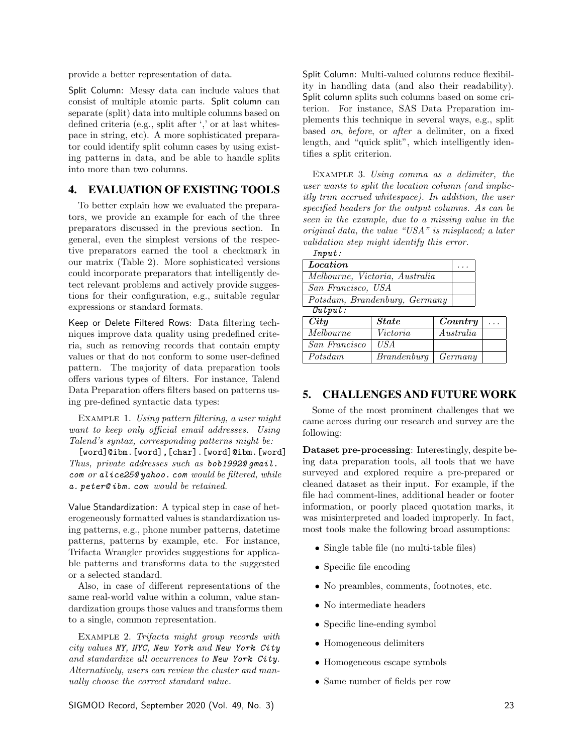provide a better representation of data.

Split Column: Messy data can include values that consist of multiple atomic parts. Split column can separate (split) data into multiple columns based on defined criteria (e.g., split after ',' or at last whitespace in string, etc). A more sophisticated preparator could identify split column cases by using existing patterns in data, and be able to handle splits into more than two columns.

## 4. EVALUATION OF EXISTING TOOLS

To better explain how we evaluated the preparators, we provide an example for each of the three preparators discussed in the previous section. In general, even the simplest versions of the respective preparators earned the tool a checkmark in our matrix (Table 2). More sophisticated versions could incorporate preparators that intelligently detect relevant problems and actively provide suggestions for their configuration, e.g., suitable regular expressions or standard formats.

Keep or Delete Filtered Rows: Data filtering techniques improve data quality using predefined criteria, such as removing records that contain empty values or that do not conform to some user-defined pattern. The majority of data preparation tools offers various types of filters. For instance, Talend Data Preparation offers filters based on patterns using pre-defined syntactic data types:

EXAMPLE 1. *Using pattern filtering, a user might want to keep only official email addresses. Using Talend's syntax, corresponding patterns might be:*

`[word]@ibm.[word]`, `[char].[word]@ibm.[word]`
*Thus, private addresses such as* `bob1992@gmail.com` *or* `alice25@yahoo.com` *would be filtered, while* `a.peter@ibm.com` *would be retained.*

Value Standardization: A typical step in case of heterogeneously formatted values is standardization using patterns, e.g., phone number patterns, datetime patterns, patterns by example, etc. For instance, Trifacta Wrangler provides suggestions for applicable patterns and transforms data to the suggested or a selected standard.

Also, in case of different representations of the same real-world value within a column, value standardization groups those values and transforms them to a single, common representation.

EXAMPLE 2. *Trifacta might group records with city values* `NY`, `NYC`, `New York` *and* `New York City` *and standardize all occurrences to* `New York City`. *Alternatively, users can review the cluster and manually choose the correct standard value.*

Split Column: Multi-valued columns reduce flexibility in handling data (and also their readability). Split column splits such columns based on some criterion. For instance, SAS Data Preparation implements this technique in several ways, e.g., split based *on*, *before*, or *after* a delimiter, on a fixed length, and "quick split", which intelligently identifies a split criterion.

EXAMPLE 3. *Using comma as a delimiter, the user wants to split the location column (and implicitly trim accrued whitespace). In addition, the user specified headers for the output columns. As can be seen in the example, due to a missing value in the original data, the value "USA" is misplaced; a later validation step might identify this error.*

*Input:*

| ***Location*** | ... |
|---|---|
| *Melbourne, Victoria, Australia* | |
| *San Francisco, USA* | |
| *Potsdam, Brandenburg, Germany* | |

*Output:*

| ***City*** | ***State*** | ***Country*** | ... |
|---|---|---|---|
| *Melbourne* | *Victoria* | *Australia* | |
| *San Francisco* | *USA* | | |
| *Potsdam* | *Brandenburg* | *Germany* | |

## 5. CHALLENGES AND FUTURE WORK

Some of the most prominent challenges that we came across during our research and survey are the following:

**Dataset pre-processing**: Interestingly, despite being data preparation tools, all tools that we have surveyed and explored require a pre-prepared or cleaned dataset as their input. For example, if the file had comment-lines, additional header or footer information, or poorly placed quotation marks, it was misinterpreted and loaded improperly. In fact, most tools make the following broad assumptions:

- Single table file (no multi-table files)
- Specific file encoding
- No preambles, comments, footnotes, etc.
- No intermediate headers
- Specific line-ending symbol
- Homogeneous delimiters
- Homogeneous escape symbols
- Same number of fields per row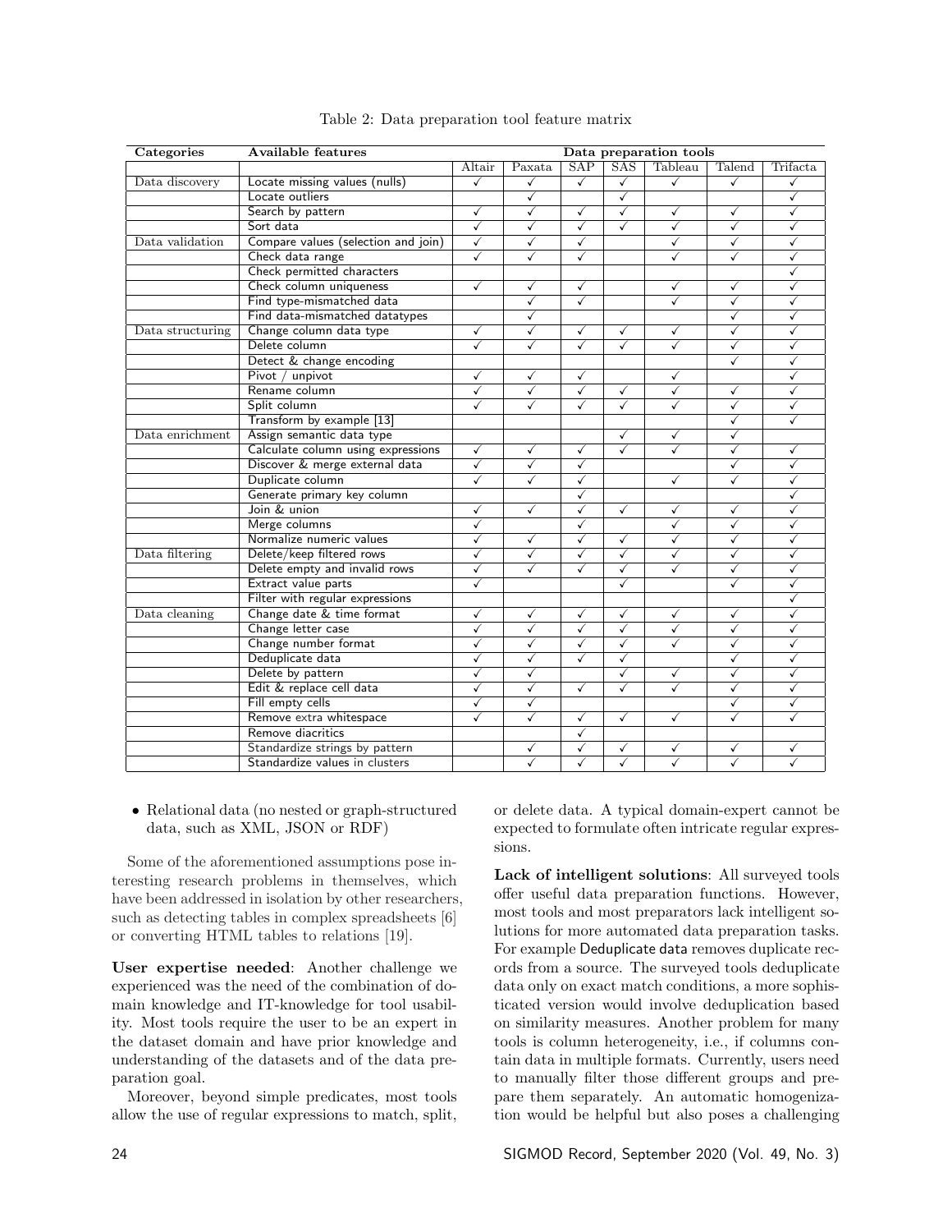Table 2: Data preparation tool feature matrix

| Categories | Available features | Data preparation tools | | | | | | |
|---|---|---|---|---|---|---|---|---|
| | | Altair | Paxata | SAP | SAS | Tableau | Talend | Trifacta |
| Data discovery | Locate missing values (nulls) | ✓ | ✓ | ✓ | ✓ | ✓ | ✓ | ✓ |
| | Locate outliers | | ✓ | | ✓ | | | ✓ |
| | Search by pattern | ✓ | ✓ | ✓ | ✓ | ✓ | ✓ | ✓ |
| | Sort data | ✓ | ✓ | ✓ | ✓ | ✓ | ✓ | ✓ |
| Data validation | Compare values (selection and join) | ✓ | ✓ | ✓ | | ✓ | ✓ | ✓ |
| | Check data range | ✓ | ✓ | ✓ | | ✓ | ✓ | ✓ |
| | Check permitted characters | | | | | | | ✓ |
| | Check column uniqueness | ✓ | ✓ | ✓ | | ✓ | ✓ | ✓ |
| | Find type-mismatched data | | ✓ | ✓ | | ✓ | ✓ | ✓ |
| | Find data-mismatched datatypes | | ✓ | | | | ✓ | ✓ |
| Data structuring | Change column data type | ✓ | ✓ | ✓ | ✓ | ✓ | ✓ | ✓ |
| | Delete column | ✓ | ✓ | ✓ | ✓ | ✓ | ✓ | ✓ |
| | Detect & change encoding | | | | | | ✓ | ✓ |
| | Pivot / unpivot | ✓ | ✓ | ✓ | | ✓ | | ✓ |
| | Rename column | ✓ | ✓ | ✓ | ✓ | ✓ | ✓ | ✓ |
| | Split column | ✓ | ✓ | ✓ | ✓ | ✓ | ✓ | ✓ |
| | Transform by example [13] | | | | | | ✓ | ✓ |
| Data enrichment | Assign semantic data type | | | | ✓ | ✓ | ✓ | |
| | Calculate column using expressions | ✓ | ✓ | ✓ | ✓ | ✓ | ✓ | ✓ |
| | Discover & merge external data | ✓ | ✓ | ✓ | | | ✓ | ✓ |
| | Duplicate column | ✓ | ✓ | ✓ | | ✓ | ✓ | ✓ |
| | Generate primary key column | | | ✓ | | | | ✓ |
| | Join & union | ✓ | ✓ | ✓ | ✓ | ✓ | ✓ | ✓ |
| | Merge columns | ✓ | | ✓ | | ✓ | ✓ | ✓ |
| | Normalize numeric values | ✓ | ✓ | ✓ | ✓ | ✓ | ✓ | ✓ |
| Data filtering | Delete/keep filtered rows | ✓ | ✓ | ✓ | ✓ | ✓ | ✓ | ✓ |
| | Delete empty and invalid rows | ✓ | ✓ | ✓ | ✓ | ✓ | ✓ | ✓ |
| | Extract value parts | ✓ | | | ✓ | | ✓ | ✓ |
| | Filter with regular expressions | | | | | | | ✓ |
| Data cleaning | Change date & time format | ✓ | ✓ | ✓ | ✓ | ✓ | ✓ | ✓ |
| | Change letter case | ✓ | ✓ | ✓ | ✓ | ✓ | ✓ | ✓ |
| | Change number format | ✓ | ✓ | ✓ | ✓ | ✓ | ✓ | ✓ |
| | Deduplicate data | ✓ | ✓ | ✓ | ✓ | | ✓ | ✓ |
| | Delete by pattern | ✓ | ✓ | | ✓ | ✓ | ✓ | ✓ |
| | Edit & replace cell data | ✓ | ✓ | ✓ | ✓ | ✓ | ✓ | ✓ |
| | Fill empty cells | ✓ | ✓ | | | | ✓ | ✓ |
| | Remove extra whitespace | ✓ | ✓ | ✓ | ✓ | ✓ | ✓ | ✓ |
| | Remove diacritics | | | ✓ | | | | |
| | Standardize strings by pattern | | ✓ | ✓ | ✓ | ✓ | ✓ | ✓ |
| | Standardize values in clusters | | ✓ | ✓ | ✓ | ✓ | ✓ | ✓ |

- Relational data (no nested or graph-structured data, such as XML, JSON or RDF)

Some of the aforementioned assumptions pose interesting research problems in themselves, which have been addressed in isolation by other researchers, such as detecting tables in complex spreadsheets [6] or converting HTML tables to relations [19].

**User expertise needed**: Another challenge we experienced was the need of the combination of domain knowledge and IT-knowledge for tool usability. Most tools require the user to be an expert in the dataset domain and have prior knowledge and understanding of the datasets and of the data preparation goal.

Moreover, beyond simple predicates, most tools allow the use of regular expressions to match, split, or delete data. A typical domain-expert cannot be expected to formulate often intricate regular expressions.

**Lack of intelligent solutions**: All surveyed tools offer useful data preparation functions. However, most tools and most preparators lack intelligent solutions for more automated data preparation tasks. For example Deduplicate data removes duplicate records from a source. The surveyed tools deduplicate data only on exact match conditions, a more sophisticated version would involve deduplication based on similarity measures. Another problem for many tools is column heterogeneity, i.e., if columns contain data in multiple formats. Currently, users need to manually filter those different groups and prepare them separately. An automatic homogenization would be helpful but also poses a challenging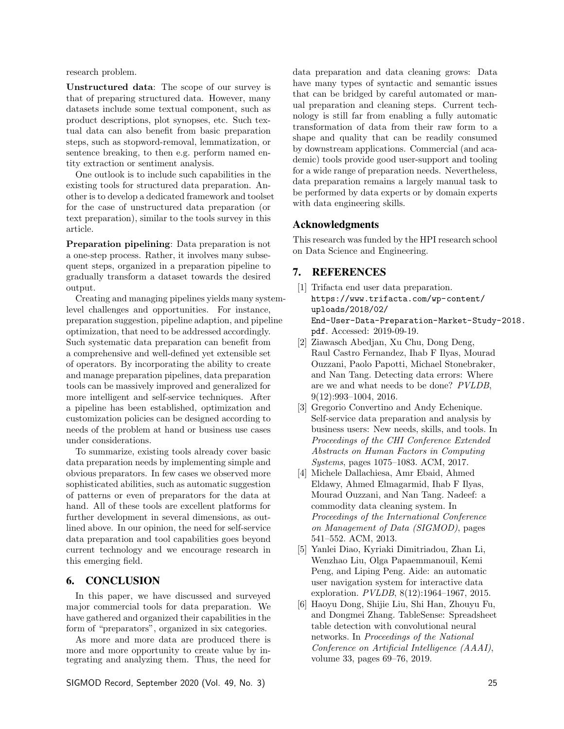research problem.

**Unstructured data**: The scope of our survey is that of preparing structured data. However, many datasets include some textual component, such as product descriptions, plot synopses, etc. Such textual data can also benefit from basic preparation steps, such as stopword-removal, lemmatization, or sentence breaking, to then e.g. perform named entity extraction or sentiment analysis.

One outlook is to include such capabilities in the existing tools for structured data preparation. Another is to develop a dedicated framework and toolset for the case of unstructured data preparation (or text preparation), similar to the tools survey in this article.

**Preparation pipelining**: Data preparation is not a one-step process. Rather, it involves many subsequent steps, organized in a preparation pipeline to gradually transform a dataset towards the desired output.

Creating and managing pipelines yields many system-level challenges and opportunities. For instance, preparation suggestion, pipeline adaption, and pipeline optimization, that need to be addressed accordingly. Such systematic data preparation can benefit from a comprehensive and well-defined yet extensible set of operators. By incorporating the ability to create and manage preparation pipelines, data preparation tools can be massively improved and generalized for more intelligent and self-service techniques. After a pipeline has been established, optimization and customization policies can be designed according to needs of the problem at hand or business use cases under considerations.

To summarize, existing tools already cover basic data preparation needs by implementing simple and obvious preparators. In few cases we observed more sophisticated abilities, such as automatic suggestion of patterns or even of preparators for the data at hand. All of these tools are excellent platforms for further development in several dimensions, as outlined above. In our opinion, the need for self-service data preparation and tool capabilities goes beyond current technology and we encourage research in this emerging field.

## 6. CONCLUSION

In this paper, we have discussed and surveyed major commercial tools for data preparation. We have gathered and organized their capabilities in the form of "preparators", organized in six categories.

As more and more data are produced there is more and more opportunity to create value by integrating and analyzing them. Thus, the need for data preparation and data cleaning grows: Data have many types of syntactic and semantic issues that can be bridged by careful automated or manual preparation and cleaning steps. Current technology is still far from enabling a fully automatic transformation of data from their raw form to a shape and quality that can be readily consumed by downstream applications. Commercial (and academic) tools provide good user-support and tooling for a wide range of preparation needs. Nevertheless, data preparation remains a largely manual task to be performed by data experts or by domain experts with data engineering skills.

## Acknowledgments

This research was funded by the HPI research school on Data Science and Engineering.

## 7. REFERENCES

[1] Trifacta end user data preparation. `https://www.trifacta.com/wp-content/uploads/2018/02/End-User-Data-Preparation-Market-Study-2018.pdf`. Accessed: 2019-09-19.

[2] Ziawasch Abedjan, Xu Chu, Dong Deng, Raul Castro Fernandez, Ihab F Ilyas, Mourad Ouzzani, Paolo Papotti, Michael Stonebraker, and Nan Tang. Detecting data errors: Where are we and what needs to be done? *PVLDB*, 9(12):993–1004, 2016.

[3] Gregorio Convertino and Andy Echenique. Self-service data preparation and analysis by business users: New needs, skills, and tools. In *Proceedings of the CHI Conference Extended Abstracts on Human Factors in Computing Systems*, pages 1075–1083. ACM, 2017.

[4] Michele Dallachiesa, Amr Ebaid, Ahmed Eldawy, Ahmed Elmagarmid, Ihab F Ilyas, Mourad Ouzzani, and Nan Tang. Nadeef: a commodity data cleaning system. In *Proceedings of the International Conference on Management of Data (SIGMOD)*, pages 541–552. ACM, 2013.

[5] Yanlei Diao, Kyriaki Dimitriadou, Zhan Li, Wenzhao Liu, Olga Papaemmanouil, Kemi Peng, and Liping Peng. Aide: an automatic user navigation system for interactive data exploration. *PVLDB*, 8(12):1964–1967, 2015.

[6] Haoyu Dong, Shijie Liu, Shi Han, Zhouyu Fu, and Dongmei Zhang. TableSense: Spreadsheet table detection with convolutional neural networks. In *Proceedings of the National Conference on Artificial Intelligence (AAAI)*, volume 33, pages 69–76, 2019.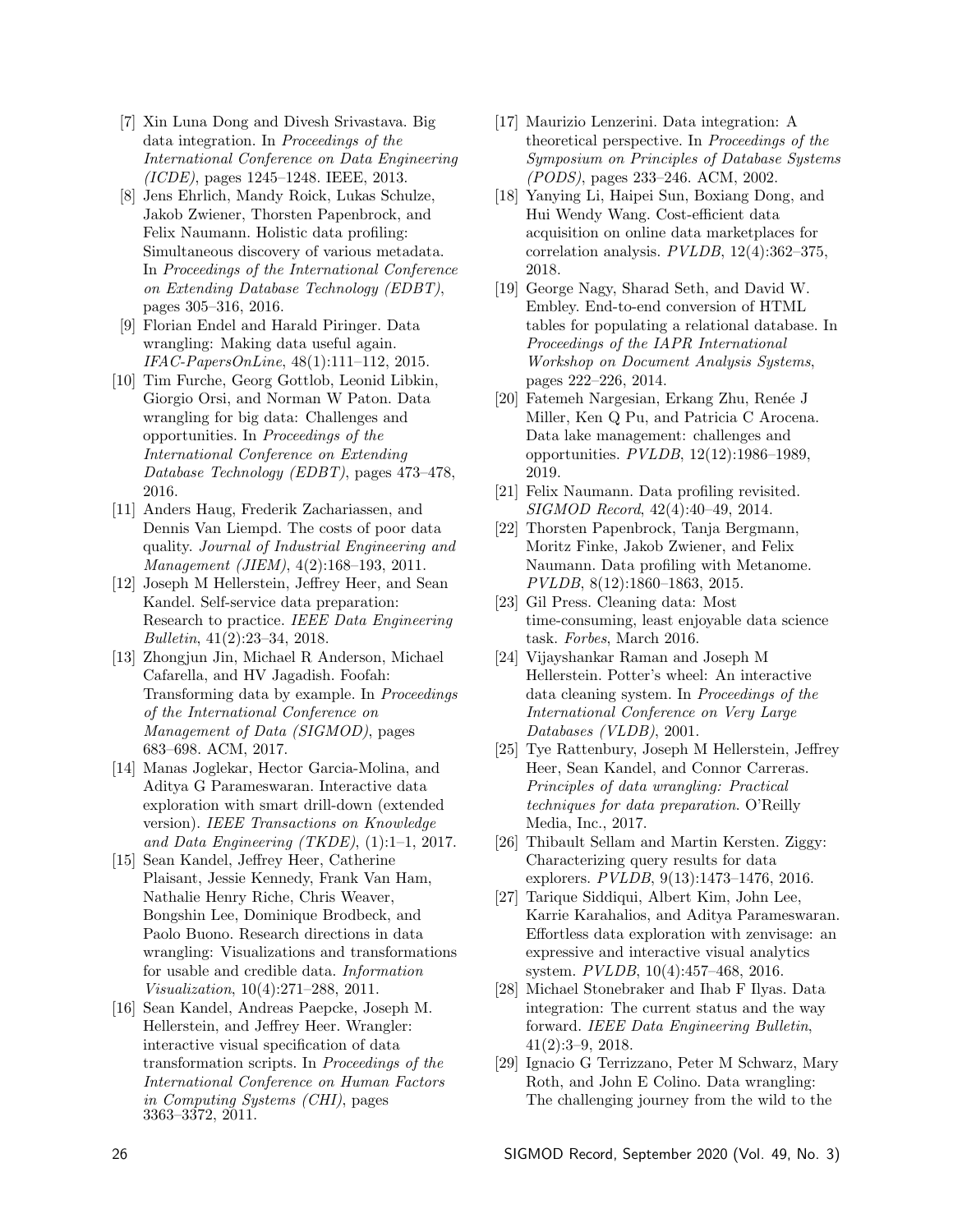[7] Xin Luna Dong and Divesh Srivastava. Big data integration. In *Proceedings of the International Conference on Data Engineering (ICDE)*, pages 1245–1248. IEEE, 2013.

[8] Jens Ehrlich, Mandy Roick, Lukas Schulze, Jakob Zwiener, Thorsten Papenbrock, and Felix Naumann. Holistic data profiling: Simultaneous discovery of various metadata. In *Proceedings of the International Conference on Extending Database Technology (EDBT)*, pages 305–316, 2016.

[9] Florian Endel and Harald Piringer. Data wrangling: Making data useful again. *IFAC-PapersOnLine*, 48(1):111–112, 2015.

[10] Tim Furche, Georg Gottlob, Leonid Libkin, Giorgio Orsi, and Norman W Paton. Data wrangling for big data: Challenges and opportunities. In *Proceedings of the International Conference on Extending Database Technology (EDBT)*, pages 473–478, 2016.

[11] Anders Haug, Frederik Zachariassen, and Dennis Van Liempd. The costs of poor data quality. *Journal of Industrial Engineering and Management (JIEM)*, 4(2):168–193, 2011.

[12] Joseph M Hellerstein, Jeffrey Heer, and Sean Kandel. Self-service data preparation: Research to practice. *IEEE Data Engineering Bulletin*, 41(2):23–34, 2018.

[13] Zhongjun Jin, Michael R Anderson, Michael Cafarella, and HV Jagadish. Foofah: Transforming data by example. In *Proceedings of the International Conference on Management of Data (SIGMOD)*, pages 683–698. ACM, 2017.

[14] Manas Joglekar, Hector Garcia-Molina, and Aditya G Parameswaran. Interactive data exploration with smart drill-down (extended version). *IEEE Transactions on Knowledge and Data Engineering (TKDE)*, (1):1–1, 2017.

[15] Sean Kandel, Jeffrey Heer, Catherine Plaisant, Jessie Kennedy, Frank Van Ham, Nathalie Henry Riche, Chris Weaver, Bongshin Lee, Dominique Brodbeck, and Paolo Buono. Research directions in data wrangling: Visualizations and transformations for usable and credible data. *Information Visualization*, 10(4):271–288, 2011.

[16] Sean Kandel, Andreas Paepcke, Joseph M. Hellerstein, and Jeffrey Heer. Wrangler: interactive visual specification of data transformation scripts. In *Proceedings of the International Conference on Human Factors in Computing Systems (CHI)*, pages 3363–3372, 2011.

[17] Maurizio Lenzerini. Data integration: A theoretical perspective. In *Proceedings of the Symposium on Principles of Database Systems (PODS)*, pages 233–246. ACM, 2002.

[18] Yanying Li, Haipei Sun, Boxiang Dong, and Hui Wendy Wang. Cost-efficient data acquisition on online data marketplaces for correlation analysis. *PVLDB*, 12(4):362–375, 2018.

[19] George Nagy, Sharad Seth, and David W. Embley. End-to-end conversion of HTML tables for populating a relational database. In *Proceedings of the IAPR International Workshop on Document Analysis Systems*, pages 222–226, 2014.

[20] Fatemeh Nargesian, Erkang Zhu, Renée J Miller, Ken Q Pu, and Patricia C Arocena. Data lake management: challenges and opportunities. *PVLDB*, 12(12):1986–1989, 2019.

[21] Felix Naumann. Data profiling revisited. *SIGMOD Record*, 42(4):40–49, 2014.

[22] Thorsten Papenbrock, Tanja Bergmann, Moritz Finke, Jakob Zwiener, and Felix Naumann. Data profiling with Metanome. *PVLDB*, 8(12):1860–1863, 2015.

[23] Gil Press. Cleaning data: Most time-consuming, least enjoyable data science task. *Forbes*, March 2016.

[24] Vijayshankar Raman and Joseph M Hellerstein. Potter's wheel: An interactive data cleaning system. In *Proceedings of the International Conference on Very Large Databases (VLDB)*, 2001.

[25] Tye Rattenbury, Joseph M Hellerstein, Jeffrey Heer, Sean Kandel, and Connor Carreras. *Principles of data wrangling: Practical techniques for data preparation*. O'Reilly Media, Inc., 2017.

[26] Thibault Sellam and Martin Kersten. Ziggy: Characterizing query results for data explorers. *PVLDB*, 9(13):1473–1476, 2016.

[27] Tarique Siddiqui, Albert Kim, John Lee, Karrie Karahalios, and Aditya Parameswaran. Effortless data exploration with zenvisage: an expressive and interactive visual analytics system. *PVLDB*, 10(4):457–468, 2016.

[28] Michael Stonebraker and Ihab F Ilyas. Data integration: The current status and the way forward. *IEEE Data Engineering Bulletin*, 41(2):3–9, 2018.

[29] Ignacio G Terrizzano, Peter M Schwarz, Mary Roth, and John E Colino. Data wrangling: The challenging journey from the wild to the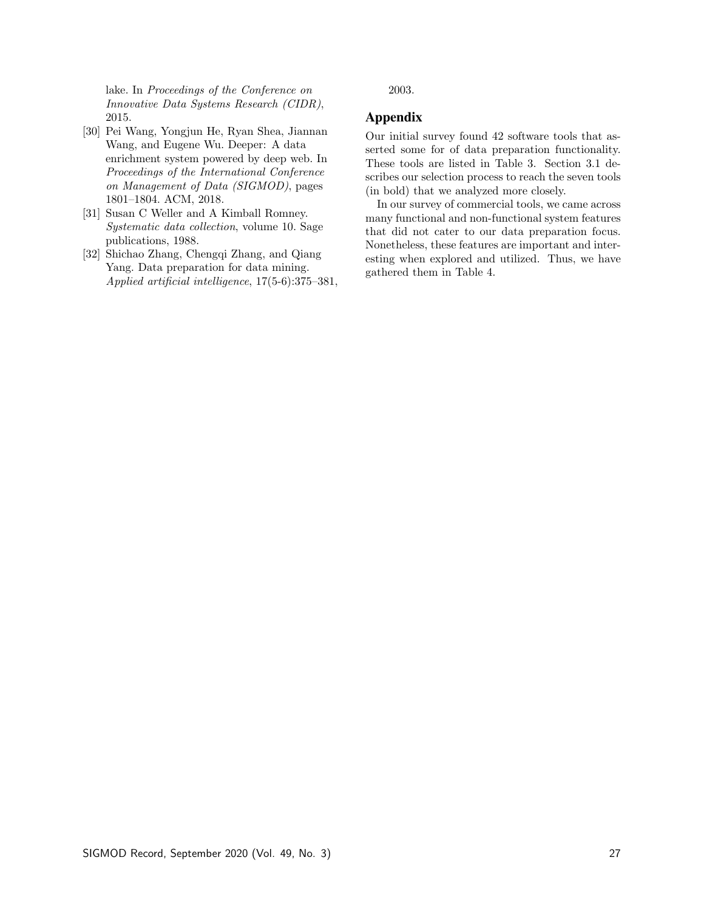lake. In *Proceedings of the Conference on Innovative Data Systems Research (CIDR)*, 2015.

[30] Pei Wang, Yongjun He, Ryan Shea, Jiannan Wang, and Eugene Wu. Deeper: A data enrichment system powered by deep web. In *Proceedings of the International Conference on Management of Data (SIGMOD)*, pages 1801–1804. ACM, 2018.

[31] Susan C Weller and A Kimball Romney. *Systematic data collection*, volume 10. Sage publications, 1988.

[32] Shichao Zhang, Chengqi Zhang, and Qiang Yang. Data preparation for data mining. *Applied artificial intelligence*, 17(5-6):375–381, 2003.

## Appendix

Our initial survey found 42 software tools that asserted some for of data preparation functionality. These tools are listed in Table 3. Section 3.1 describes our selection process to reach the seven tools (in bold) that we analyzed more closely.

In our survey of commercial tools, we came across many functional and non-functional system features that did not cater to our data preparation focus. Nonetheless, these features are important and interesting when explored and utilized. Thus, we have gathered them in Table 4.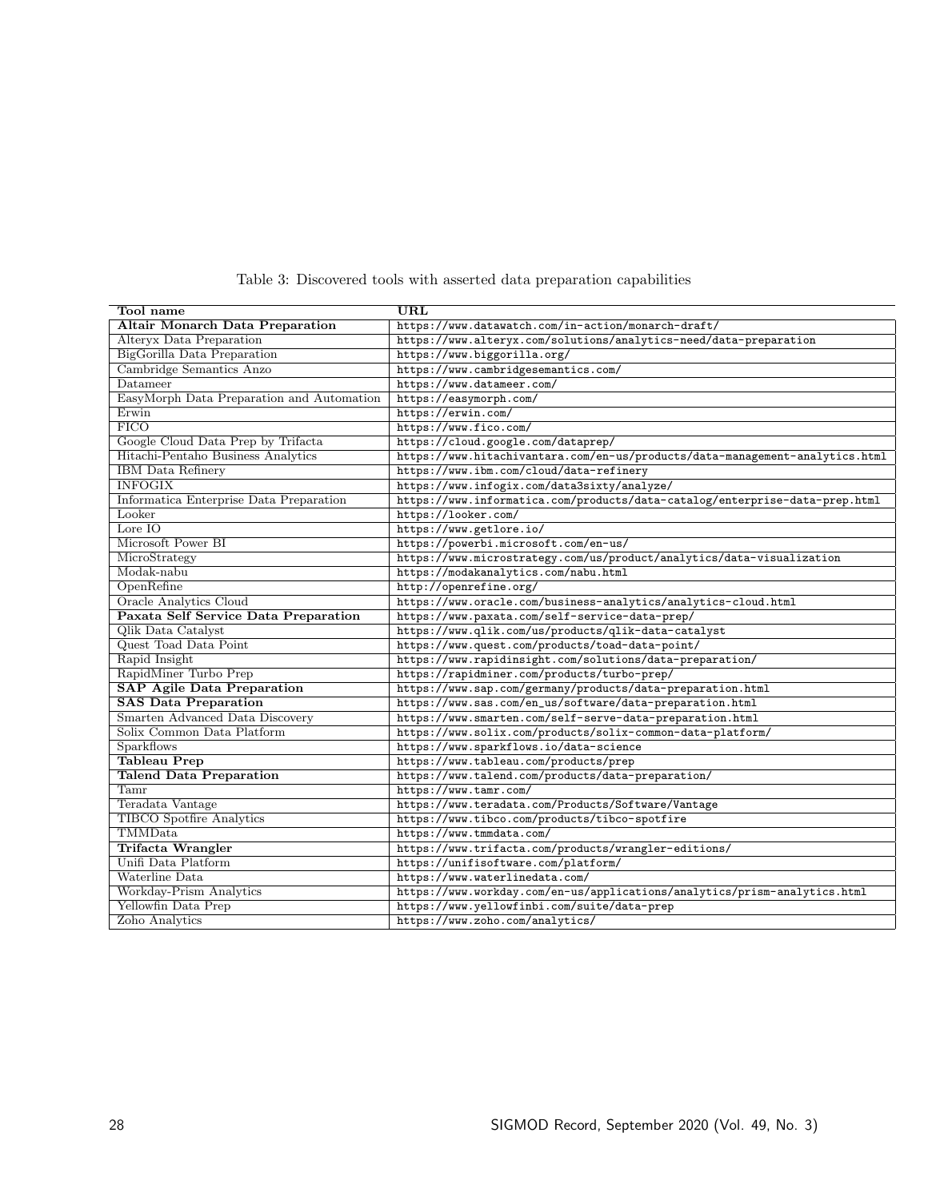Table 3: Discovered tools with asserted data preparation capabilities

| Tool name | URL |
| --- | --- |
| **Altair Monarch Data Preparation** | https://www.datawatch.com/in-action/monarch-draft/ |
| Alteryx Data Preparation | https://www.alteryx.com/solutions/analytics-need/data-preparation |
| BigGorilla Data Preparation | https://www.biggorilla.org/ |
| Cambridge Semantics Anzo | https://www.cambridgesemantics.com/ |
| Datameer | https://www.datameer.com/ |
| EasyMorph Data Preparation and Automation | https://easymorph.com/ |
| Erwin | https://erwin.com/ |
| FICO | https://www.fico.com/ |
| Google Cloud Data Prep by Trifacta | https://cloud.google.com/dataprep/ |
| Hitachi-Pentaho Business Analytics | https://www.hitachivantara.com/en-us/products/data-management-analytics.html |
| IBM Data Refinery | https://www.ibm.com/cloud/data-refinery |
| INFOGIX | https://www.infogix.com/data3sixty/analyze/ |
| Informatica Enterprise Data Preparation | https://www.informatica.com/products/data-catalog/enterprise-data-prep.html |
| Looker | https://looker.com/ |
| Lore IO | https://www.getlore.io/ |
| Microsoft Power BI | https://powerbi.microsoft.com/en-us/ |
| MicroStrategy | https://www.microstrategy.com/us/product/analytics/data-visualization |
| Modak-nabu | https://modakanalytics.com/nabu.html |
| OpenRefine | http://openrefine.org/ |
| Oracle Analytics Cloud | https://www.oracle.com/business-analytics/analytics-cloud.html |
| **Paxata Self Service Data Preparation** | https://www.paxata.com/self-service-data-prep/ |
| Qlik Data Catalyst | https://www.qlik.com/us/products/qlik-data-catalyst |
| Quest Toad Data Point | https://www.quest.com/products/toad-data-point/ |
| Rapid Insight | https://www.rapidinsight.com/solutions/data-preparation/ |
| RapidMiner Turbo Prep | https://rapidminer.com/products/turbo-prep/ |
| **SAP Agile Data Preparation** | https://www.sap.com/germany/products/data-preparation.html |
| **SAS Data Preparation** | https://www.sas.com/en_us/software/data-preparation.html |
| Smarten Advanced Data Discovery | https://www.smarten.com/self-serve-data-preparation.html |
| Solix Common Data Platform | https://www.solix.com/products/solix-common-data-platform/ |
| Sparkflows | https://www.sparkflows.io/data-science |
| **Tableau Prep** | https://www.tableau.com/products/prep |
| **Talend Data Preparation** | https://www.talend.com/products/data-preparation/ |
| Tamr | https://www.tamr.com/ |
| Teradata Vantage | https://www.teradata.com/Products/Software/Vantage |
| TIBCO Spotfire Analytics | https://www.tibco.com/products/tibco-spotfire |
| TMMData | https://www.tmmdata.com/ |
| **Trifacta Wrangler** | https://www.trifacta.com/products/wrangler-editions/ |
| Unifi Data Platform | https://unifisoftware.com/platform/ |
| Waterline Data | https://www.waterlinedata.com/ |
| Workday-Prism Analytics | https://www.workday.com/en-us/applications/analytics/prism-analytics.html |
| Yellowfin Data Prep | https://www.yellowfinbi.com/suite/data-prep |
| Zoho Analytics | https://www.zoho.com/analytics/ |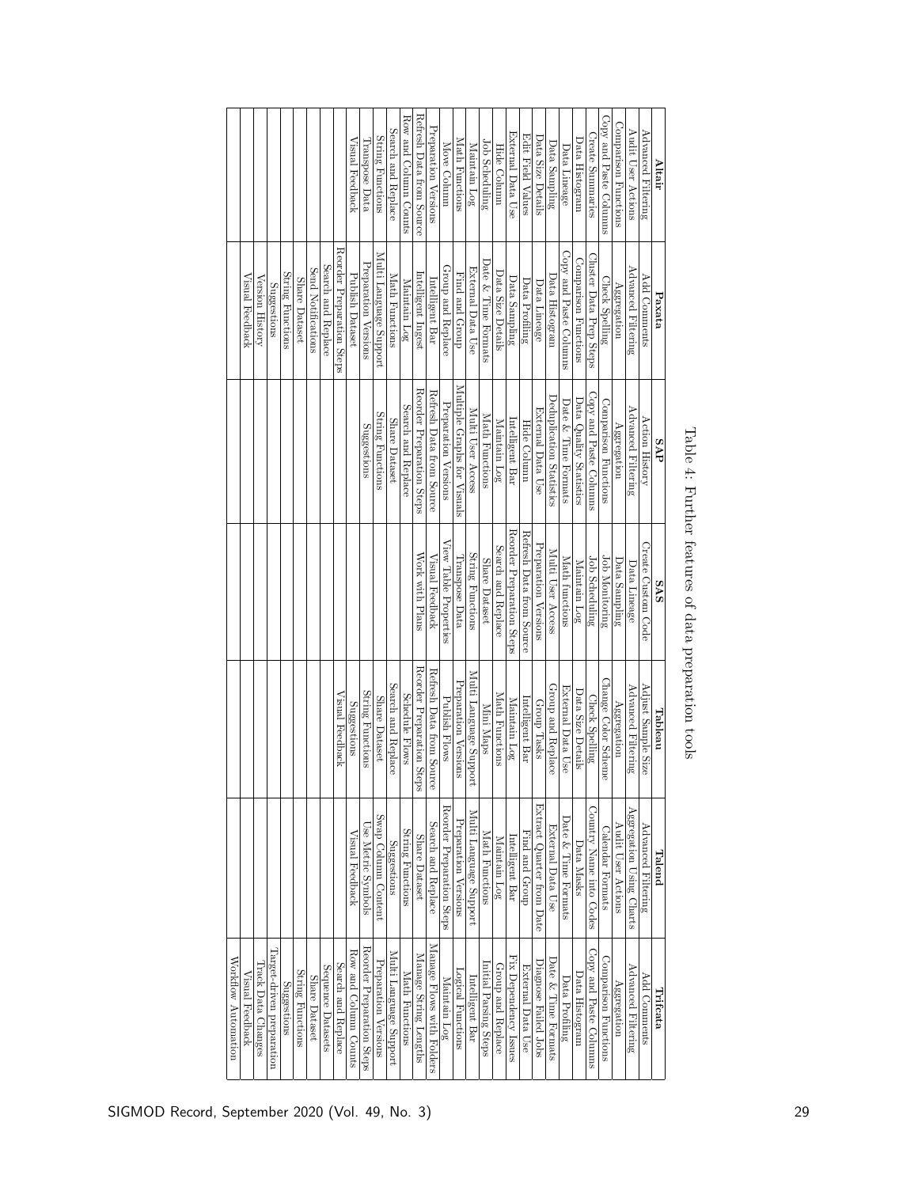Table 4: Further features of data preparation tools

| Altair | Paxata | SAP | SAS | Tableau | Talend | Trifacta |
|---|---|---|---|---|---|---|
| Advanced Filtering | Add Comments | Action History | Create Custom Code | Adjust Sample Size | Advanced Filtering | Add Comments |
| Audit User Actions | Advanced Filtering | Advanced Filtering | Data Lineage | Advanced Filtering | Aggregation Using Charts | Advanced Filtering |
| Comparison Functions | Aggregation | Aggregation | Data Sampling | Aggregation | Audit User Actions | Aggregation |
| Copy and Paste Columns | Check Spelling | Comparison Functions | Job Monitoring | Change Color Scheme | Calendar Formats | Comparison Functions |
| Create Summaries | Cluster Data Prep Steps | Copy and Paste Columns | Job Scheduling | Check Spelling | Country Name into Codes | Copy and Paste Columns |
| Data Histogram | Comparison Functions | Data Quality Statistics | Maintain Log | Data Size Details | Data Masks | Data Histogram |
| Data Lineage | Copy and Paste Columns | Date & Time Formats | Math functions | External Data Use | Date & Time Formats | Data Profiling |
| Data Sampling | Data Histogram | Deduplication Statistics | Multi User Access | Group and Replace | External Data Use | Date & Time Formats |
| Data Size Details | Data Lineage | External Data Use | Preparation Versions | Group Tasks | Extract Quarter from Date | Diagnose Failed Jobs |
| Edit Field Values | Data Profiling | Hide Column | Refresh Data from Source | Intelligent Bar | Find and Group | External Data Use |
| External Data Use | Data Sampling | Intelligent Bar | Reorder Preparation Steps | Maintain Log | Intelligent Bar | Fix Dependency Issues |
| Hide Column | Data Size Details | Maintain Log | Search and Replace | Math Functions | Maintain Log | Group and Replace |
| Job Scheduling | Date & Time Formats | Math Functions | Share Dataset | Mini Maps | Math Functions | Initial Parsing Steps |
| Maintain Log | External Data Use | Multi User Access | String Functions | Multi Language Support | Multi Language Support | Intelligent Bar |
| Math Functions | Find and Group | Multiple Graphs for Visuals | Transpose Data | Preparation Versions | Preparation Versions | Logical Functions |
| Move Column | Group and Replace | Preparation Versions | View Table Properties | Publish Flows | Reorder Preparation Steps | Maintain Log |
| Preparation Versions | Intelligent Bar | Refresh Data from Source | Visual Feedback | Refresh Data from Source | Search and Replace | Manage Flows with Folders |
| Refresh Data from Source | Intelligent Ingest | Reorder Preparation Steps | Work with Plans | Reorder Preparation Steps | Share Dataset | Manage String Lengths |
| Row and Column Counts | Maintain Log | Search and Replace | | Schedule Flows | String Functions | Math Functions |
| Search and Replace | Math Functions | Share Dataset | | Search and Replace | Suggestions | Multi Language Support |
| String Functions | Multi Language Support | String Functions | | Share Dataset | Swap Column Content | Preparation Versions |
| Transpose Data | Preparation Versions | Suggestions | | String Functions | Use Metric Symbols | Reorder Preparation Steps |
| Visual Feedback | Publish Dataset | | | Suggestions | Visual Feedback | Row and Column Counts |
| | Reorder Preparation Steps | | | Visual Feedback | | Search and Replace |
| | Search and Replace | | | | | Sequence Datasets |
| | Send Notifications | | | | | Share Dataset |
| | Share Dataset | | | | | String Functions |
| | String Functions | | | | | Suggestions |
| | Suggestions | | | | | Target-driven preparation |
| | Version History | | | | | Track Data Changes |
| | Visual Feedback | | | | | Visual Feedback |
| | | | | | | Workflow Automation |